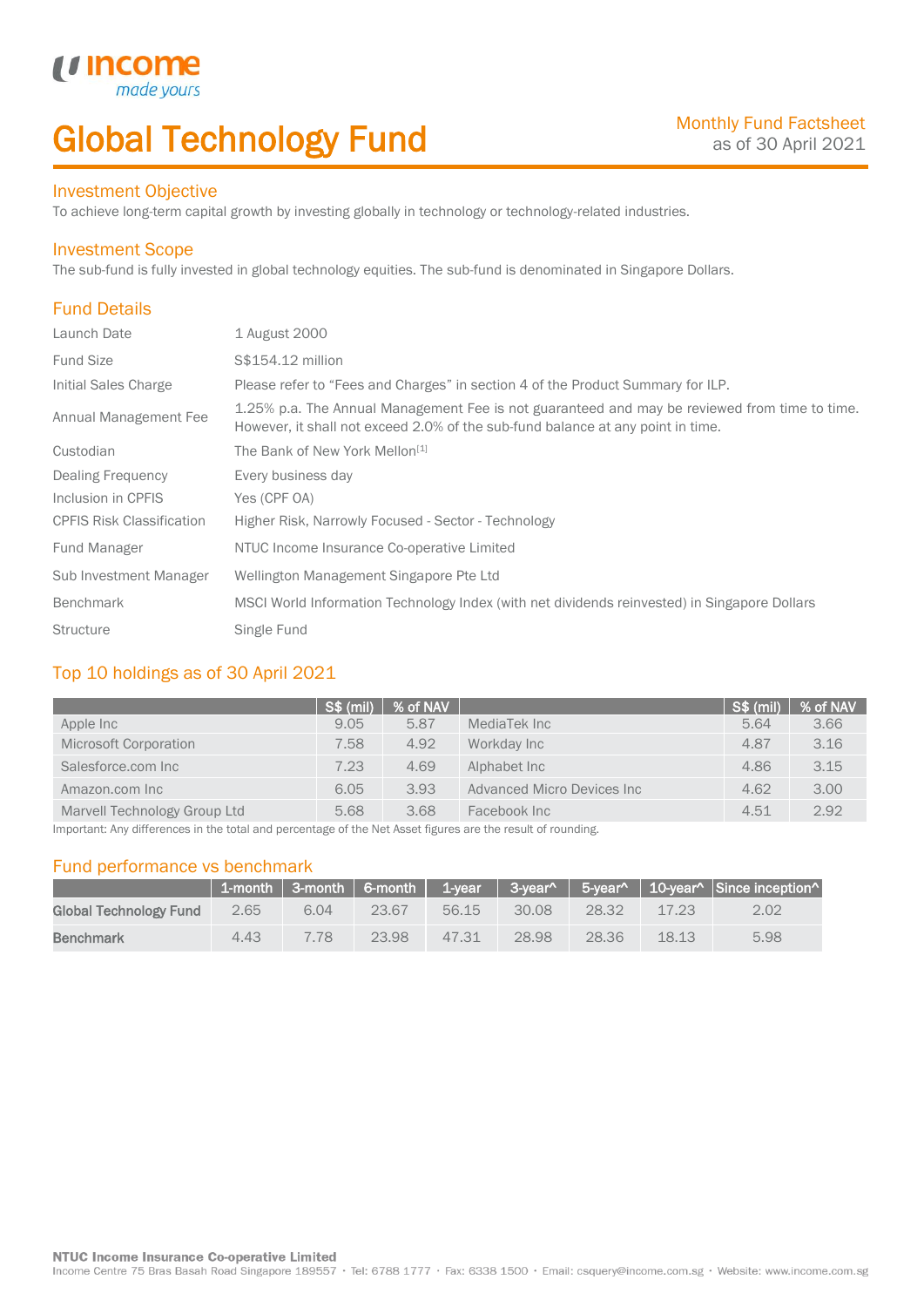# Global Technology Fund

Monthly Fund Factsheet
as of 30 April 2021

## Investment Objective

To achieve long-term capital growth by investing globally in technology or technology-related industries.

## Investment Scope

The sub-fund is fully invested in global technology equities. The sub-fund is denominated in Singapore Dollars.

## Fund Details

| | |
|---|---|
| Launch Date | 1 August 2000 |
| Fund Size | S$154.12 million |
| Initial Sales Charge | Please refer to "Fees and Charges" in section 4 of the Product Summary for ILP. |
| Annual Management Fee | 1.25% p.a. The Annual Management Fee is not guaranteed and may be reviewed from time to time. However, it shall not exceed 2.0% of the sub-fund balance at any point in time. |
| Custodian | The Bank of New York Mellon[1] |
| Dealing Frequency | Every business day |
| Inclusion in CPFIS | Yes (CPF OA) |
| CPFIS Risk Classification | Higher Risk, Narrowly Focused - Sector - Technology |
| Fund Manager | NTUC Income Insurance Co-operative Limited |
| Sub Investment Manager | Wellington Management Singapore Pte Ltd |
| Benchmark | MSCI World Information Technology Index (with net dividends reinvested) in Singapore Dollars |
| Structure | Single Fund |

## Top 10 holdings as of 30 April 2021

| | S$ (mil) | % of NAV | | S$ (mil) | % of NAV |
|---|---|---|---|---|---|
| Apple Inc | 9.05 | 5.87 | MediaTek Inc | 5.64 | 3.66 |
| Microsoft Corporation | 7.58 | 4.92 | Workday Inc | 4.87 | 3.16 |
| Salesforce.com Inc | 7.23 | 4.69 | Alphabet Inc | 4.86 | 3.15 |
| Amazon.com Inc | 6.05 | 3.93 | Advanced Micro Devices Inc | 4.62 | 3.00 |
| Marvell Technology Group Ltd | 5.68 | 3.68 | Facebook Inc | 4.51 | 2.92 |

Important: Any differences in the total and percentage of the Net Asset figures are the result of rounding.

## Fund performance vs benchmark

| | 1-month | 3-month | 6-month | 1-year | 3-year^ | 5-year^ | 10-year^ | Since inception^ |
|---|---|---|---|---|---|---|---|---|
| **Global Technology Fund** | 2.65 | 6.04 | 23.67 | 56.15 | 30.08 | 28.32 | 17.23 | 2.02 |
| **Benchmark** | 4.43 | 7.78 | 23.98 | 47.31 | 28.98 | 28.36 | 18.13 | 5.98 |

**NTUC Income Insurance Co-operative Limited**
Income Centre 75 Bras Basah Road Singapore 189557 • Tel: 6788 1777 • Fax: 6338 1500 • Email: csquery@income.com.sg • Website: www.income.com.sg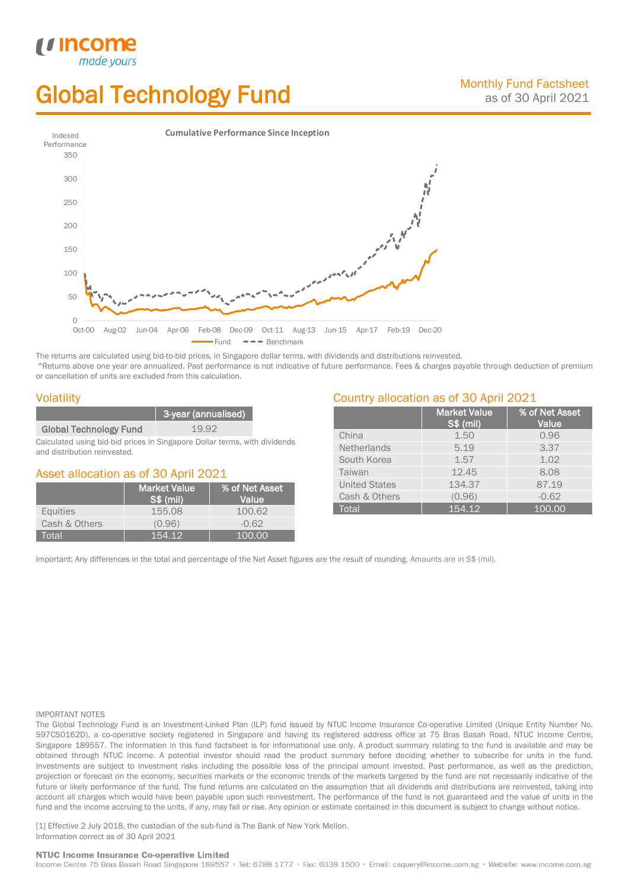# Global Technology Fund

Monthly Fund Factsheet
as of 30 April 2021

Cumulative Performance Since Inception

Indexed Performance

350
300
250
200
150
100
50
0

Oct-00 Aug-02 Jun-04 Apr-06 Feb-08 Dec-09 Oct-11 Aug-13 Jun-15 Apr-17 Feb-19 Dec-20

Fund — Benchmark

The returns are calculated using bid-to-bid prices, in Singapore dollar terms, with dividends and distributions reinvested.
^Returns above one year are annualized. Past performance is not indicative of future performance. Fees & charges payable through deduction of premium or cancellation of units are excluded from this calculation.

## Volatility

| | 3-year (annualised) |
|---|---|
| Global Technology Fund | 19.92 |

Calculated using bid-bid prices in Singapore Dollar terms, with dividends and distribution reinvested.

## Asset allocation as of 30 April 2021

| | Market Value S$ (mil) | % of Net Asset Value |
|---|---|---|
| Equities | 155.08 | 100.62 |
| Cash & Others | (0.96) | -0.62 |
| Total | 154.12 | 100.00 |

## Country allocation as of 30 April 2021

| | Market Value S$ (mil) | % of Net Asset Value |
|---|---|---|
| China | 1.50 | 0.96 |
| Netherlands | 5.19 | 3.37 |
| South Korea | 1.57 | 1.02 |
| Taiwan | 12.45 | 8.08 |
| United States | 134.37 | 87.19 |
| Cash & Others | (0.96) | -0.62 |
| Total | 154.12 | 100.00 |

Important: Any differences in the total and percentage of the Net Asset figures are the result of rounding. Amounts are in S$ (mil).

IMPORTANT NOTES

The Global Technology Fund is an Investment-Linked Plan (ILP) fund issued by NTUC Income Insurance Co-operative Limited (Unique Entity Number No. S97CS0162D), a co-operative society registered in Singapore and having its registered address office at 75 Bras Basah Road, NTUC Income Centre, Singapore 189557. The information in this fund factsheet is for informational use only. A product summary relating to the fund is available and may be obtained through NTUC Income. A potential investor should read the product summary before deciding whether to subscribe for units in the fund. Investments are subject to investment risks including the possible loss of the principal amount invested. Past performance, as well as the prediction, projection or forecast on the economy, securities markets or the economic trends of the markets targeted by the fund are not necessarily indicative of the future or likely performance of the fund. The fund returns are calculated on the assumption that all dividends and distributions are reinvested, taking into account all charges which would have been payable upon such reinvestment. The performance of the fund is not guaranteed and the value of units in the fund and the income accruing to the units, if any, may fall or rise. Any opinion or estimate contained in this document is subject to change without notice.

[1] Effective 2 July 2018, the custodian of the sub-fund is The Bank of New York Mellon.
Information correct as of 30 April 2021

**NTUC Income Insurance Co-operative Limited**
Income Centre 75 Bras Basah Road Singapore 189557 • Tel: 6788 1777 • Fax: 6338 1500 • Email: csquery@income.com.sg • Website: www.income.com.sg